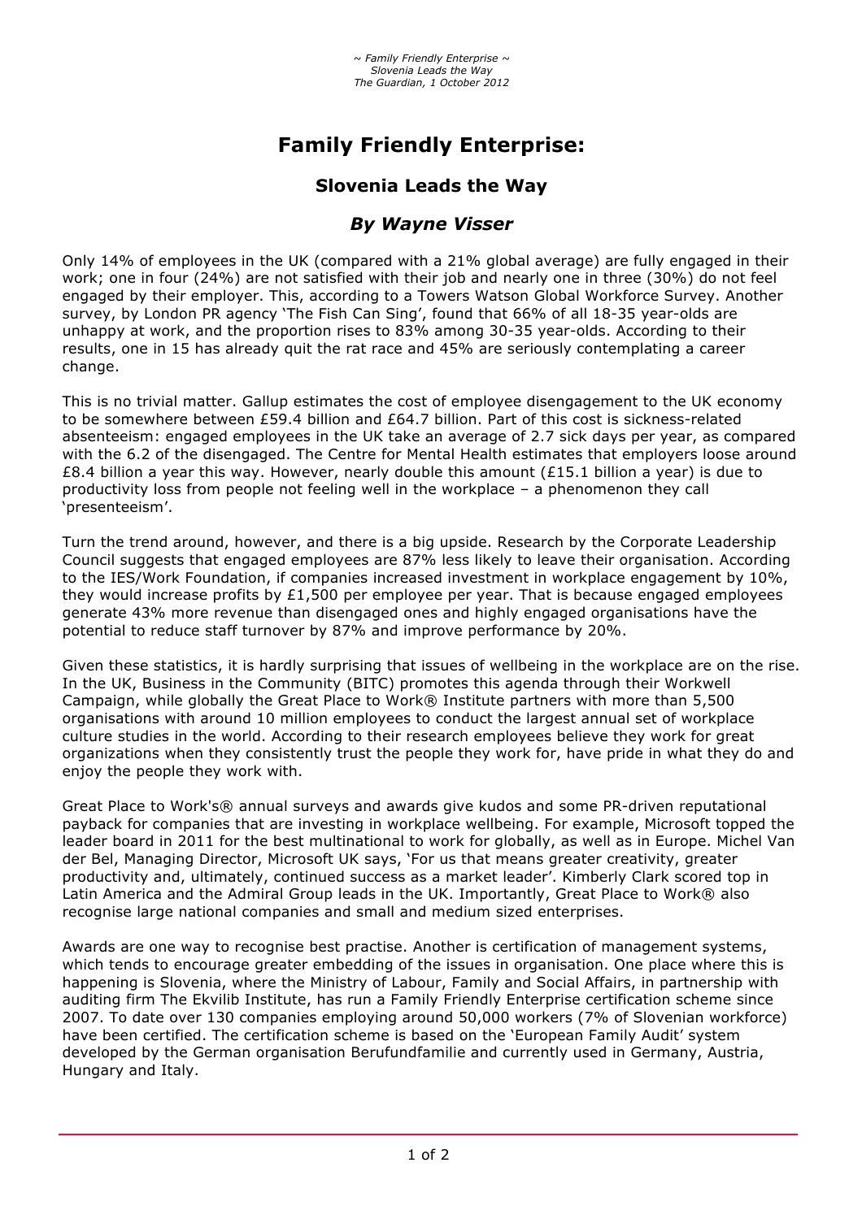# Family Friendly Enterprise:

## Slovenia Leads the Way

### *By Wayne Visser*

Only 14% of employees in the UK (compared with a 21% global average) are fully engaged in their work; one in four (24%) are not satisfied with their job and nearly one in three (30%) do not feel engaged by their employer. This, according to a Towers Watson Global Workforce Survey. Another survey, by London PR agency 'The Fish Can Sing', found that 66% of all 18-35 year-olds are unhappy at work, and the proportion rises to 83% among 30-35 year-olds. According to their results, one in 15 has already quit the rat race and 45% are seriously contemplating a career change.

This is no trivial matter. Gallup estimates the cost of employee disengagement to the UK economy to be somewhere between £59.4 billion and £64.7 billion. Part of this cost is sickness-related absenteeism: engaged employees in the UK take an average of 2.7 sick days per year, as compared with the 6.2 of the disengaged. The Centre for Mental Health estimates that employers loose around £8.4 billion a year this way. However, nearly double this amount (£15.1 billion a year) is due to productivity loss from people not feeling well in the workplace – a phenomenon they call 'presenteeism'.

Turn the trend around, however, and there is a big upside. Research by the Corporate Leadership Council suggests that engaged employees are 87% less likely to leave their organisation. According to the IES/Work Foundation, if companies increased investment in workplace engagement by 10%, they would increase profits by £1,500 per employee per year. That is because engaged employees generate 43% more revenue than disengaged ones and highly engaged organisations have the potential to reduce staff turnover by 87% and improve performance by 20%.

Given these statistics, it is hardly surprising that issues of wellbeing in the workplace are on the rise. In the UK, Business in the Community (BITC) promotes this agenda through their Workwell Campaign, while globally the Great Place to Work® Institute partners with more than 5,500 organisations with around 10 million employees to conduct the largest annual set of workplace culture studies in the world. According to their research employees believe they work for great organizations when they consistently trust the people they work for, have pride in what they do and enjoy the people they work with.

Great Place to Work's® annual surveys and awards give kudos and some PR-driven reputational payback for companies that are investing in workplace wellbeing. For example, Microsoft topped the leader board in 2011 for the best multinational to work for globally, as well as in Europe. Michel Van der Bel, Managing Director, Microsoft UK says, 'For us that means greater creativity, greater productivity and, ultimately, continued success as a market leader'. Kimberly Clark scored top in Latin America and the Admiral Group leads in the UK. Importantly, Great Place to Work® also recognise large national companies and small and medium sized enterprises.

Awards are one way to recognise best practise. Another is certification of management systems, which tends to encourage greater embedding of the issues in organisation. One place where this is happening is Slovenia, where the Ministry of Labour, Family and Social Affairs, in partnership with auditing firm The Ekvilib Institute, has run a Family Friendly Enterprise certification scheme since 2007. To date over 130 companies employing around 50,000 workers (7% of Slovenian workforce) have been certified. The certification scheme is based on the 'European Family Audit' system developed by the German organisation Berufundfamilie and currently used in Germany, Austria, Hungary and Italy.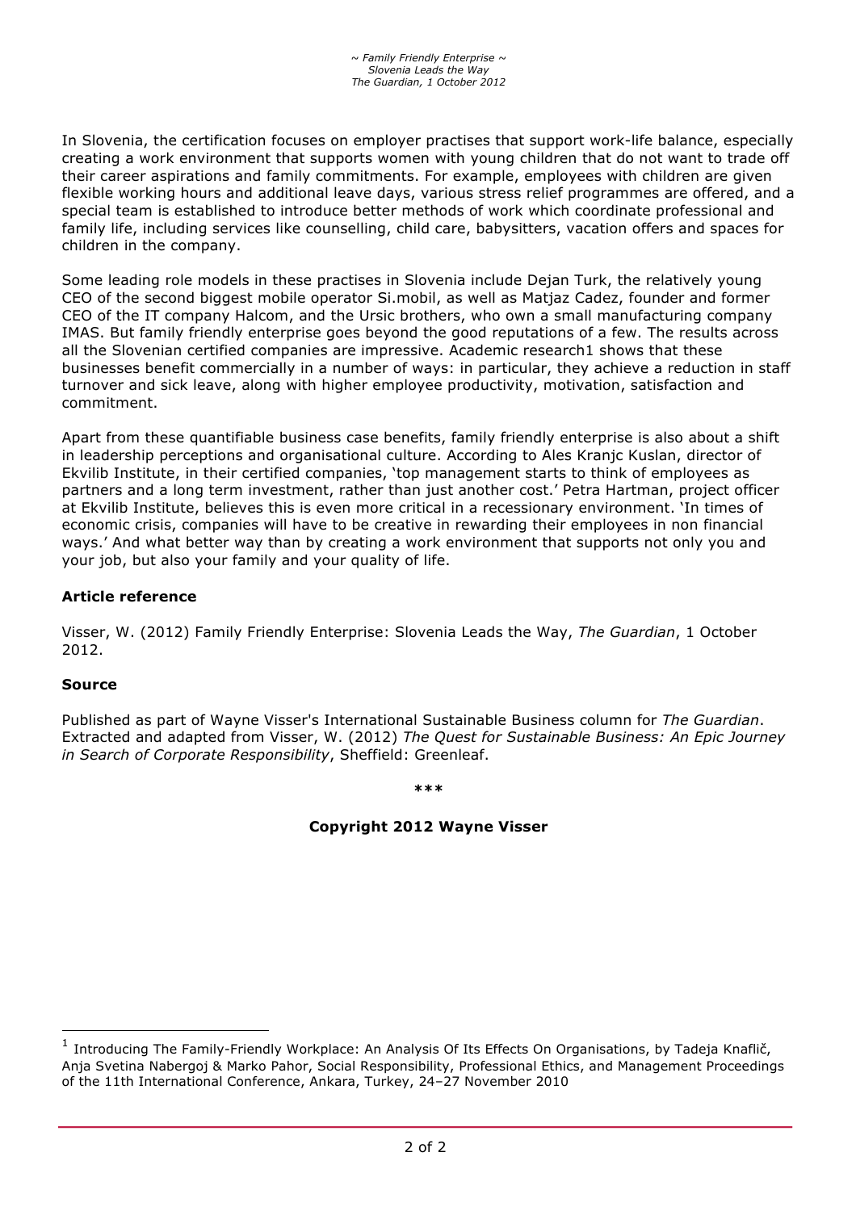In Slovenia, the certification focuses on employer practises that support work-life balance, especially creating a work environment that supports women with young children that do not want to trade off their career aspirations and family commitments. For example, employees with children are given flexible working hours and additional leave days, various stress relief programmes are offered, and a special team is established to introduce better methods of work which coordinate professional and family life, including services like counselling, child care, babysitters, vacation offers and spaces for children in the company.

Some leading role models in these practises in Slovenia include Dejan Turk, the relatively young CEO of the second biggest mobile operator Si.mobil, as well as Matjaz Cadez, founder and former CEO of the IT company Halcom, and the Ursic brothers, who own a small manufacturing company IMAS. But family friendly enterprise goes beyond the good reputations of a few. The results across all the Slovenian certified companies are impressive. Academic research[1] shows that these businesses benefit commercially in a number of ways: in particular, they achieve a reduction in staff turnover and sick leave, along with higher employee productivity, motivation, satisfaction and commitment.

Apart from these quantifiable business case benefits, family friendly enterprise is also about a shift in leadership perceptions and organisational culture. According to Ales Kranjc Kuslan, director of Ekvilib Institute, in their certified companies, 'top management starts to think of employees as partners and a long term investment, rather than just another cost.' Petra Hartman, project officer at Ekvilib Institute, believes this is even more critical in a recessionary environment. 'In times of economic crisis, companies will have to be creative in rewarding their employees in non financial ways.' And what better way than by creating a work environment that supports not only you and your job, but also your family and your quality of life.

**Article reference**

Visser, W. (2012) Family Friendly Enterprise: Slovenia Leads the Way, *The Guardian*, 1 October 2012.

**Source**

Published as part of Wayne Visser's International Sustainable Business column for *The Guardian*. Extracted and adapted from Visser, W. (2012) *The Quest for Sustainable Business: An Epic Journey in Search of Corporate Responsibility*, Sheffield: Greenleaf.

***

**Copyright 2012 Wayne Visser**

[1] Introducing The Family-Friendly Workplace: An Analysis Of Its Effects On Organisations, by Tadeja Knaflič, Anja Svetina Nabergoj & Marko Pahor, Social Responsibility, Professional Ethics, and Management Proceedings of the 11th International Conference, Ankara, Turkey, 24–27 November 2010